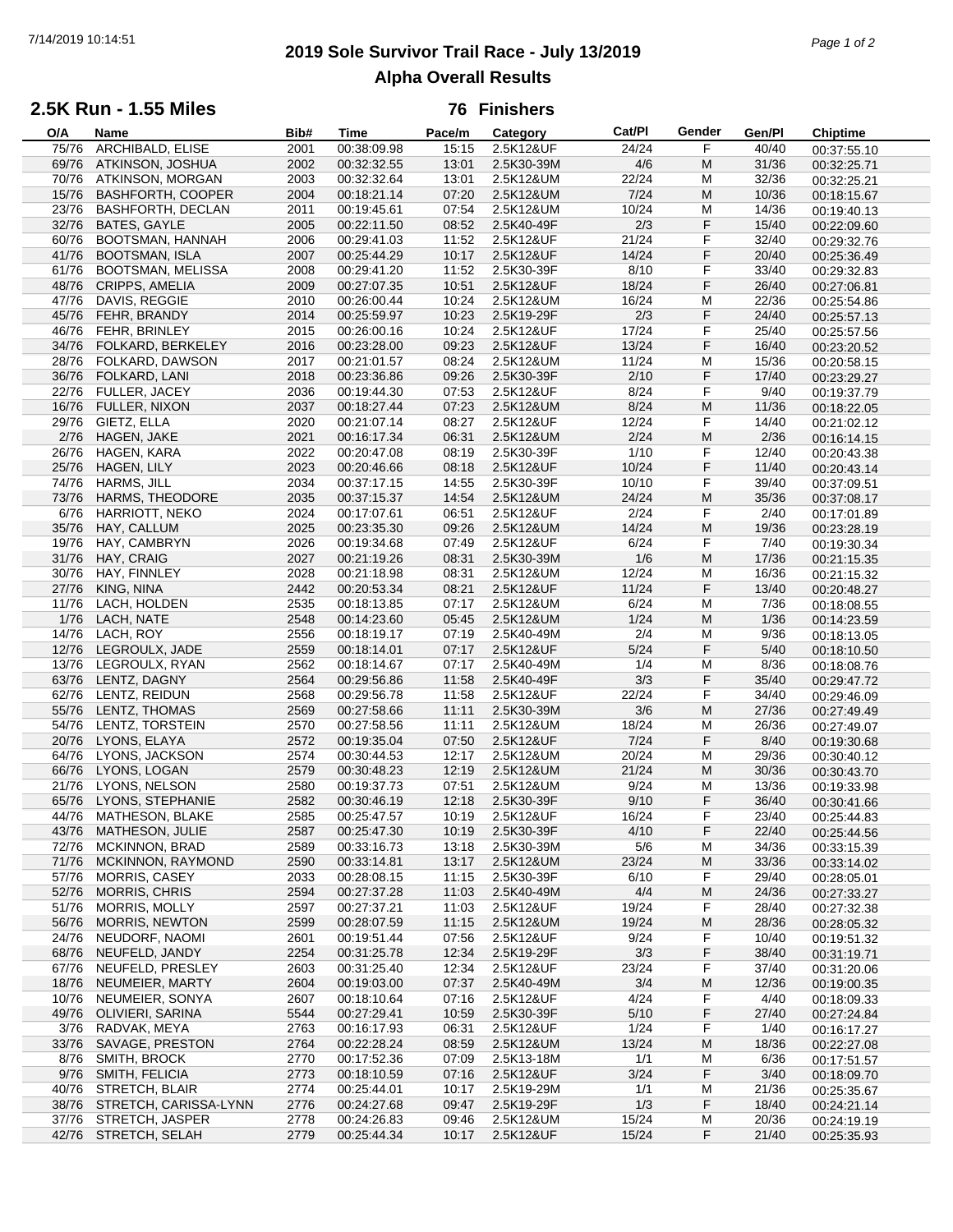# 2019 Sole Survivor Trail Race - July 13/2019

## Alpha Overall Results

### 2.5K Run - 1.55 Miles — 76 Finishers

| O/A | Name | Bib# | Time | Pace/m | Category | Cat/Pl | Gender | Gen/Pl | Chiptime |
|---|---|---|---|---|---|---|---|---|---|
| 75/76 | ARCHIBALD, ELISE | 2001 | 00:38:09.98 | 15:15 | 2.5K12&UF | 24/24 | F | 40/40 | 00:37:55.10 |
| 69/76 | ATKINSON, JOSHUA | 2002 | 00:32:32.55 | 13:01 | 2.5K30-39M | 4/6 | M | 31/36 | 00:32:25.71 |
| 70/76 | ATKINSON, MORGAN | 2003 | 00:32:32.64 | 13:01 | 2.5K12&UM | 22/24 | M | 32/36 | 00:32:25.21 |
| 15/76 | BASHFORTH, COOPER | 2004 | 00:18:21.14 | 07:20 | 2.5K12&UM | 7/24 | M | 10/36 | 00:18:15.67 |
| 23/76 | BASHFORTH, DECLAN | 2011 | 00:19:45.61 | 07:54 | 2.5K12&UM | 10/24 | M | 14/36 | 00:19:40.13 |
| 32/76 | BATES, GAYLE | 2005 | 00:22:11.50 | 08:52 | 2.5K40-49F | 2/3 | F | 15/40 | 00:22:09.60 |
| 60/76 | BOOTSMAN, HANNAH | 2006 | 00:29:41.03 | 11:52 | 2.5K12&UF | 21/24 | F | 32/40 | 00:29:32.76 |
| 41/76 | BOOTSMAN, ISLA | 2007 | 00:25:44.29 | 10:17 | 2.5K12&UF | 14/24 | F | 20/40 | 00:25:36.49 |
| 61/76 | BOOTSMAN, MELISSA | 2008 | 00:29:41.20 | 11:52 | 2.5K30-39F | 8/10 | F | 33/40 | 00:29:32.83 |
| 48/76 | CRIPPS, AMELIA | 2009 | 00:27:07.35 | 10:51 | 2.5K12&UF | 18/24 | F | 26/40 | 00:27:06.81 |
| 47/76 | DAVIS, REGGIE | 2010 | 00:26:00.44 | 10:24 | 2.5K12&UM | 16/24 | M | 22/36 | 00:25:54.86 |
| 45/76 | FEHR, BRANDY | 2014 | 00:25:59.97 | 10:23 | 2.5K19-29F | 2/3 | F | 24/40 | 00:25:57.13 |
| 46/76 | FEHR, BRINLEY | 2015 | 00:26:00.16 | 10:24 | 2.5K12&UF | 17/24 | F | 25/40 | 00:25:57.56 |
| 34/76 | FOLKARD, BERKELEY | 2016 | 00:23:28.00 | 09:23 | 2.5K12&UF | 13/24 | F | 16/40 | 00:23:20.52 |
| 28/76 | FOLKARD, DAWSON | 2017 | 00:21:01.57 | 08:24 | 2.5K12&UM | 11/24 | M | 15/36 | 00:20:58.15 |
| 36/76 | FOLKARD, LANI | 2018 | 00:23:36.86 | 09:26 | 2.5K30-39F | 2/10 | F | 17/40 | 00:23:29.27 |
| 22/76 | FULLER, JACEY | 2036 | 00:19:44.30 | 07:53 | 2.5K12&UF | 8/24 | F | 9/40 | 00:19:37.79 |
| 16/76 | FULLER, NIXON | 2037 | 00:18:27.44 | 07:23 | 2.5K12&UM | 8/24 | M | 11/36 | 00:18:22.05 |
| 29/76 | GIETZ, ELLA | 2020 | 00:21:07.14 | 08:27 | 2.5K12&UF | 12/24 | F | 14/40 | 00:21:02.12 |
| 2/76 | HAGEN, JAKE | 2021 | 00:16:17.34 | 06:31 | 2.5K12&UM | 2/24 | M | 2/36 | 00:16:14.15 |
| 26/76 | HAGEN, KARA | 2022 | 00:20:47.08 | 08:19 | 2.5K30-39F | 1/10 | F | 12/40 | 00:20:43.38 |
| 25/76 | HAGEN, LILY | 2023 | 00:20:46.66 | 08:18 | 2.5K12&UF | 10/24 | F | 11/40 | 00:20:43.14 |
| 74/76 | HARMS, JILL | 2034 | 00:37:17.15 | 14:55 | 2.5K30-39F | 10/10 | F | 39/40 | 00:37:09.51 |
| 73/76 | HARMS, THEODORE | 2035 | 00:37:15.37 | 14:54 | 2.5K12&UM | 24/24 | M | 35/36 | 00:37:08.17 |
| 6/76 | HARRIOTT, NEKO | 2024 | 00:17:07.61 | 06:51 | 2.5K12&UF | 2/24 | F | 2/40 | 00:17:01.89 |
| 35/76 | HAY, CALLUM | 2025 | 00:23:35.30 | 09:26 | 2.5K12&UM | 14/24 | M | 19/36 | 00:23:28.19 |
| 19/76 | HAY, CAMBRYN | 2026 | 00:19:34.68 | 07:49 | 2.5K12&UF | 6/24 | F | 7/40 | 00:19:30.34 |
| 31/76 | HAY, CRAIG | 2027 | 00:21:19.26 | 08:31 | 2.5K30-39M | 1/6 | M | 17/36 | 00:21:15.35 |
| 30/76 | HAY, FINNLEY | 2028 | 00:21:18.98 | 08:31 | 2.5K12&UM | 12/24 | M | 16/36 | 00:21:15.32 |
| 27/76 | KING, NINA | 2442 | 00:20:53.34 | 08:21 | 2.5K12&UF | 11/24 | F | 13/40 | 00:20:48.27 |
| 11/76 | LACH, HOLDEN | 2535 | 00:18:13.85 | 07:17 | 2.5K12&UM | 6/24 | M | 7/36 | 00:18:08.55 |
| 1/76 | LACH, NATE | 2548 | 00:14:23.60 | 05:45 | 2.5K12&UM | 1/24 | M | 1/36 | 00:14:23.59 |
| 14/76 | LACH, ROY | 2556 | 00:18:19.17 | 07:19 | 2.5K40-49M | 2/4 | M | 9/36 | 00:18:13.05 |
| 12/76 | LEGROULX, JADE | 2559 | 00:18:14.01 | 07:17 | 2.5K12&UF | 5/24 | F | 5/40 | 00:18:10.50 |
| 13/76 | LEGROULX, RYAN | 2562 | 00:18:14.67 | 07:17 | 2.5K40-49M | 1/4 | M | 8/36 | 00:18:08.76 |
| 63/76 | LENTZ, DAGNY | 2564 | 00:29:56.86 | 11:58 | 2.5K40-49F | 3/3 | F | 35/40 | 00:29:47.72 |
| 62/76 | LENTZ, REIDUN | 2568 | 00:29:56.78 | 11:58 | 2.5K12&UF | 22/24 | F | 34/40 | 00:29:46.09 |
| 55/76 | LENTZ, THOMAS | 2569 | 00:27:58.66 | 11:11 | 2.5K30-39M | 3/6 | M | 27/36 | 00:27:49.49 |
| 54/76 | LENTZ, TORSTEIN | 2570 | 00:27:58.56 | 11:11 | 2.5K12&UM | 18/24 | M | 26/36 | 00:27:49.07 |
| 20/76 | LYONS, ELAYA | 2572 | 00:19:35.04 | 07:50 | 2.5K12&UF | 7/24 | F | 8/40 | 00:19:30.68 |
| 64/76 | LYONS, JACKSON | 2574 | 00:30:44.53 | 12:17 | 2.5K12&UM | 20/24 | M | 29/36 | 00:30:40.12 |
| 66/76 | LYONS, LOGAN | 2579 | 00:30:48.23 | 12:19 | 2.5K12&UM | 21/24 | M | 30/36 | 00:30:43.70 |
| 21/76 | LYONS, NELSON | 2580 | 00:19:37.73 | 07:51 | 2.5K12&UM | 9/24 | M | 13/36 | 00:19:33.98 |
| 65/76 | LYONS, STEPHANIE | 2582 | 00:30:46.19 | 12:18 | 2.5K30-39F | 9/10 | F | 36/40 | 00:30:41.66 |
| 44/76 | MATHESON, BLAKE | 2585 | 00:25:47.57 | 10:19 | 2.5K12&UF | 16/24 | F | 23/40 | 00:25:44.83 |
| 43/76 | MATHESON, JULIE | 2587 | 00:25:47.30 | 10:19 | 2.5K30-39F | 4/10 | F | 22/40 | 00:25:44.56 |
| 72/76 | MCKINNON, BRAD | 2589 | 00:33:16.73 | 13:18 | 2.5K30-39M | 5/6 | M | 34/36 | 00:33:15.39 |
| 71/76 | MCKINNON, RAYMOND | 2590 | 00:33:14.81 | 13:17 | 2.5K12&UM | 23/24 | M | 33/36 | 00:33:14.02 |
| 57/76 | MORRIS, CASEY | 2033 | 00:28:08.15 | 11:15 | 2.5K30-39F | 6/10 | F | 29/40 | 00:28:05.01 |
| 52/76 | MORRIS, CHRIS | 2594 | 00:27:37.28 | 11:03 | 2.5K40-49M | 4/4 | M | 24/36 | 00:27:33.27 |
| 51/76 | MORRIS, MOLLY | 2597 | 00:27:37.21 | 11:03 | 2.5K12&UF | 19/24 | F | 28/40 | 00:27:32.38 |
| 56/76 | MORRIS, NEWTON | 2599 | 00:28:07.59 | 11:15 | 2.5K12&UM | 19/24 | M | 28/36 | 00:28:05.32 |
| 24/76 | NEUDORF, NAOMI | 2601 | 00:19:51.44 | 07:56 | 2.5K12&UF | 9/24 | F | 10/40 | 00:19:51.32 |
| 68/76 | NEUFELD, JANDY | 2254 | 00:31:25.78 | 12:34 | 2.5K19-29F | 3/3 | F | 38/40 | 00:31:19.71 |
| 67/76 | NEUFELD, PRESLEY | 2603 | 00:31:25.40 | 12:34 | 2.5K12&UF | 23/24 | F | 37/40 | 00:31:20.06 |
| 18/76 | NEUMEIER, MARTY | 2604 | 00:19:03.00 | 07:37 | 2.5K40-49M | 3/4 | M | 12/36 | 00:19:00.35 |
| 10/76 | NEUMEIER, SONYA | 2607 | 00:18:10.64 | 07:16 | 2.5K12&UF | 4/24 | F | 4/40 | 00:18:09.33 |
| 49/76 | OLIVIERI, SARINA | 5544 | 00:27:29.41 | 10:59 | 2.5K30-39F | 5/10 | F | 27/40 | 00:27:24.84 |
| 3/76 | RADVAK, MEYA | 2763 | 00:16:17.93 | 06:31 | 2.5K12&UF | 1/24 | F | 1/40 | 00:16:17.27 |
| 33/76 | SAVAGE, PRESTON | 2764 | 00:22:28.24 | 08:59 | 2.5K12&UM | 13/24 | M | 18/36 | 00:22:27.08 |
| 8/76 | SMITH, BROCK | 2770 | 00:17:52.36 | 07:09 | 2.5K13-18M | 1/1 | M | 6/36 | 00:17:51.57 |
| 9/76 | SMITH, FELICIA | 2773 | 00:18:10.59 | 07:16 | 2.5K12&UF | 3/24 | F | 3/40 | 00:18:09.70 |
| 40/76 | STRETCH, BLAIR | 2774 | 00:25:44.01 | 10:17 | 2.5K19-29M | 1/1 | M | 21/36 | 00:25:35.67 |
| 38/76 | STRETCH, CARISSA-LYNN | 2776 | 00:24:27.68 | 09:47 | 2.5K19-29F | 1/3 | F | 18/40 | 00:24:21.14 |
| 37/76 | STRETCH, JASPER | 2778 | 00:24:26.83 | 09:46 | 2.5K12&UM | 15/24 | M | 20/36 | 00:24:19.19 |
| 42/76 | STRETCH, SELAH | 2779 | 00:25:44.34 | 10:17 | 2.5K12&UF | 15/24 | F | 21/40 | 00:25:35.93 |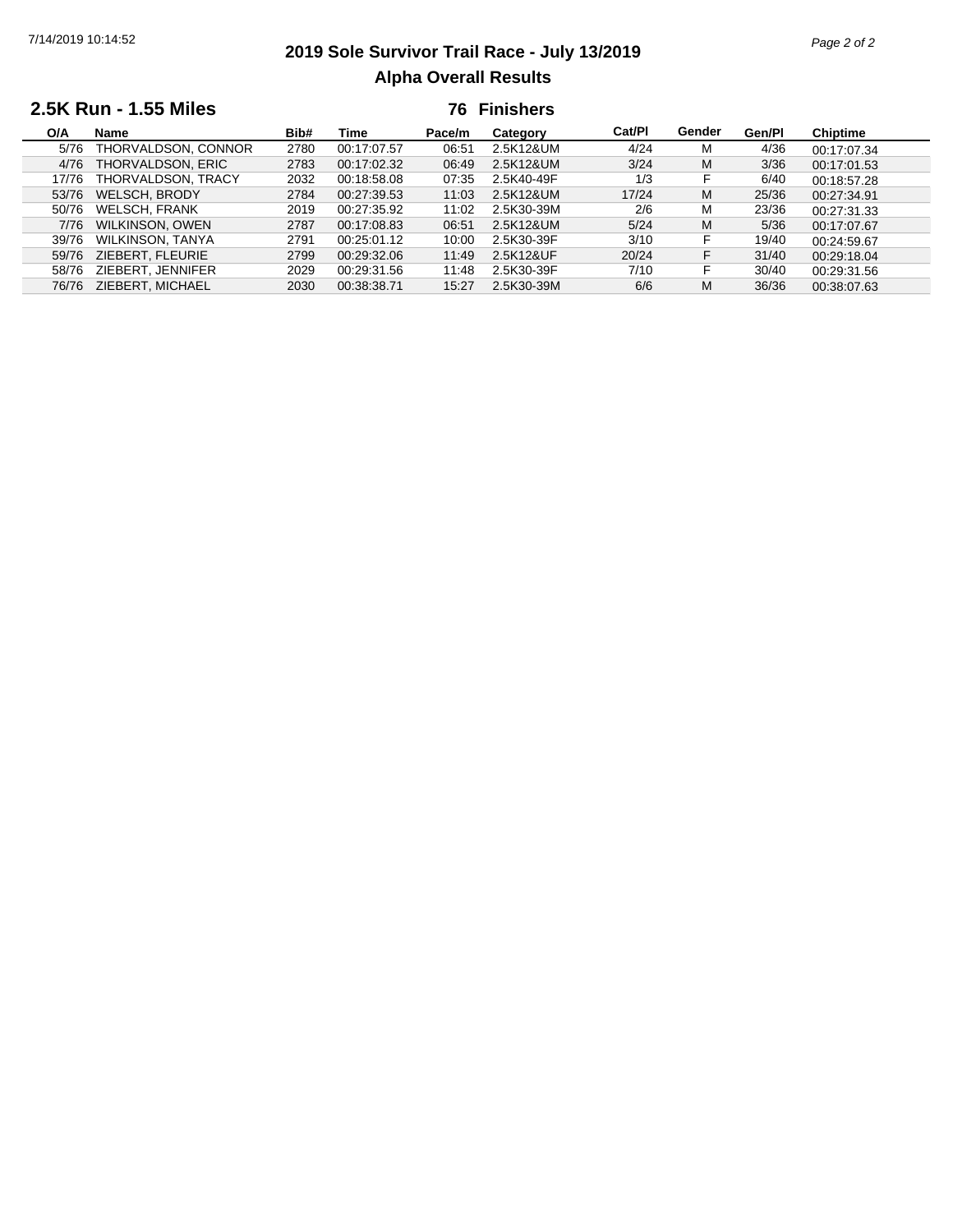## 2019 Sole Survivor Trail Race - July 13/2019

### Alpha Overall Results

**2.5K Run - 1.55 Miles** **76 Finishers**

| O/A | Name | Bib# | Time | Pace/m | Category | Cat/Pl | Gender | Gen/Pl | Chiptime |
|---|---|---|---|---|---|---|---|---|---|
| 5/76 | THORVALDSON, CONNOR | 2780 | 00:17:07.57 | 06:51 | 2.5K12&UM | 4/24 | M | 4/36 | 00:17:07.34 |
| 4/76 | THORVALDSON, ERIC | 2783 | 00:17:02.32 | 06:49 | 2.5K12&UM | 3/24 | M | 3/36 | 00:17:01.53 |
| 17/76 | THORVALDSON, TRACY | 2032 | 00:18:58.08 | 07:35 | 2.5K40-49F | 1/3 | F | 6/40 | 00:18:57.28 |
| 53/76 | WELSCH, BRODY | 2784 | 00:27:39.53 | 11:03 | 2.5K12&UM | 17/24 | M | 25/36 | 00:27:34.91 |
| 50/76 | WELSCH, FRANK | 2019 | 00:27:35.92 | 11:02 | 2.5K30-39M | 2/6 | M | 23/36 | 00:27:31.33 |
| 7/76 | WILKINSON, OWEN | 2787 | 00:17:08.83 | 06:51 | 2.5K12&UM | 5/24 | M | 5/36 | 00:17:07.67 |
| 39/76 | WILKINSON, TANYA | 2791 | 00:25:01.12 | 10:00 | 2.5K30-39F | 3/10 | F | 19/40 | 00:24:59.67 |
| 59/76 | ZIEBERT, FLEURIE | 2799 | 00:29:32.06 | 11:49 | 2.5K12&UF | 20/24 | F | 31/40 | 00:29:18.04 |
| 58/76 | ZIEBERT, JENNIFER | 2029 | 00:29:31.56 | 11:48 | 2.5K30-39F | 7/10 | F | 30/40 | 00:29:31.56 |
| 76/76 | ZIEBERT, MICHAEL | 2030 | 00:38:38.71 | 15:27 | 2.5K30-39M | 6/6 | M | 36/36 | 00:38:07.63 |